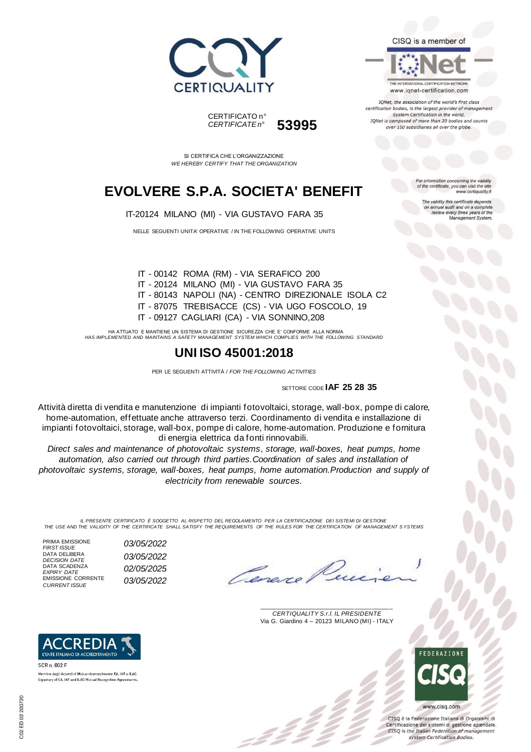CERTIQUALITY

CISQ is a member of

IQNet

THE INTERNATIONAL CERTIFICATION NETWORK
www.iqnet-certification.com

*IQNet, the association of the world's first class certification bodies, is the largest provider of management System Certification in the world. IQNet is composed of more than 30 bodies and counts over 150 subsidiaries all over the globe.*

CERTIFICATO n°
*CERTIFICATE n°* **53995**

SI CERTIFICA CHE L'ORGANIZZAZIONE
*WE HEREBY CERTIFY THAT THE ORGANIZATION*

*For information concerning the validity of the certificate, you can visit the site www.certiquality.it*

*The validity this certificate depends on annual audit and on a complete review every three years of the Management System.*

# EVOLVERE S.P.A. SOCIETA' BENEFIT

IT-20124 MILANO (MI) - VIA GUSTAVO FARA 35

NELLE SEGUENTI UNITA' OPERATIVE / IN THE FOLLOWING OPERATIVE UNITS

IT - 00142 ROMA (RM) - VIA SERAFICO 200
IT - 20124 MILANO (MI) - VIA GUSTAVO FARA 35
IT - 80143 NAPOLI (NA) - CENTRO DIREZIONALE ISOLA C2
IT - 87075 TREBISACCE (CS) - VIA UGO FOSCOLO, 19
IT - 09127 CAGLIARI (CA) - VIA SONNINO,208

HA ATTUATO E MANTIENE UN SISTEMA DI GESTIONE SICUREZZA CHE E' CONFORME ALLA NORMA
*HAS IMPLEMENTED AND MAINTAINS A SAFETY MANAGEMENT SYSTEM WHICH COMPLIES WITH THE FOLLOWING STANDARD*

## UNI ISO 45001:2018

PER LE SEGUENTI ATTIVITÀ / *FOR THE FOLLOWING ACTIVITIES*

SETTORE CODE **IAF 25 28 35**

Attività diretta di vendita e manutenzione di impianti fotovoltaici, storage, wall-box, pompe di calore, home-automation, effettuate anche attraverso terzi. Coordinamento di vendita e installazione di impianti fotovoltaici, storage, wall-box, pompe di calore, home-automation. Produzione e fornitura di energia elettrica da fonti rinnovabili.

*Direct sales and maintenance of photovoltaic systems, storage, wall-boxes, heat pumps, home automation, also carried out through third parties.Coordination of sales and installation of photovoltaic systems, storage, wall-boxes, heat pumps, home automation.Production and supply of electricity from renewable sources.*

*IL PRESENTE CERTIFICATO È SOGGETTO AL RISPETTO DEL REGOLAMENTO PER LA CERTIFICAZIONE DEI SISTEMI DI GESTIONE*
*THE USE AND THE VALIDITY OF THE CERTIFICATE SHALL SATISFY THE REQUIREMENTS OF THE RULES FOR THE CERTIFICATION OF MANAGEMENT SYSTEMS*

PRIMA EMISSIONE / *FIRST ISSUE*: *03/05/2022*
DATA DELIBERA / *DECISION DATE*: *03/05/2022*
DATA SCADENZA / *EXPIRY DATE*: *02/05/2025*
EMISSIONE CORRENTE / *CURRENT ISSUE*: *03/05/2022*

*CERTIQUALITY S.r.l. IL PRESIDENTE*
Via G. Giardino 4 – 20123 MILANO (MI) - ITALY

ACCREDIA
L'ENTE ITALIANO DI ACCREDITAMENTO
SCR n. 002 F
Membro degli Accordi di Mutuo riconoscimento EA, IAF e ILAC.
Signatory of EA, IAF and ILAC Mutual Recognition Agreements.

FEDERAZIONE CISQ
www.cisq.com

CISQ è la Federazione Italiana di Organismi di Certificazione dei sistemi di gestione aziendale.
*CISQ is the Italian Federation of management system Certification Bodies.*

C02 ED 02 200720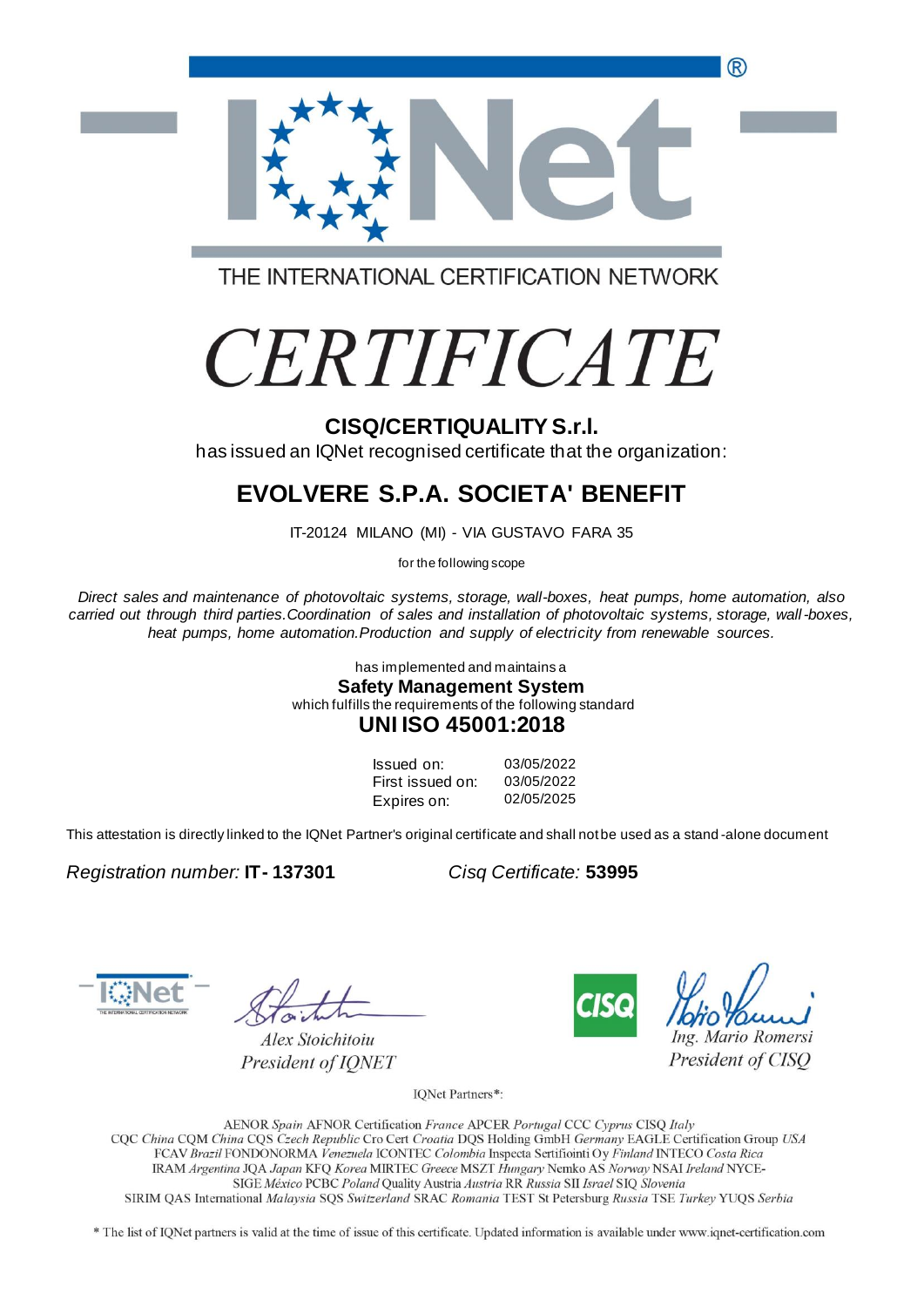THE INTERNATIONAL CERTIFICATION NETWORK

# CERTIFICATE

## CISQ/CERTIQUALITY S.r.l.

has issued an IQNet recognised certificate that the organization:

## EVOLVERE S.P.A. SOCIETA' BENEFIT

IT-20124 MILANO (MI) - VIA GUSTAVO FARA 35

for the following scope

*Direct sales and maintenance of photovoltaic systems, storage, wall-boxes, heat pumps, home automation, also carried out through third parties.Coordination of sales and installation of photovoltaic systems, storage, wall-boxes, heat pumps, home automation.Production and supply of electricity from renewable sources.*

has implemented and maintains a

**Safety Management System**

which fulfills the requirements of the following standard

**UNI ISO 45001:2018**

| | |
|---|---|
| Issued on: | 03/05/2022 |
| First issued on: | 03/05/2022 |
| Expires on: | 02/05/2025 |

This attestation is directly linked to the IQNet Partner's original certificate and shall not be used as a stand-alone document

*Registration number:* **IT - 137301** *Cisq Certificate:* **53995**

*Alex Stoichitoiu*
*President of IQNET*

*Ing. Mario Romersi*
*President of CISQ*

IQNet Partners*:

AENOR *Spain* AFNOR Certification *France* APCER *Portugal* CCC *Cyprus* CISQ *Italy*
CQC *China* CQM *China* CQS *Czech Republic* Cro Cert *Croatia* DQS Holding GmbH *Germany* EAGLE Certification Group *USA*
FCAV *Brazil* FONDONORMA *Venezuela* ICONTEC *Colombia* Inspecta Sertifiointi Oy *Finland* INTECO *Costa Rica*
IRAM *Argentina* JQA *Japan* KFQ *Korea* MIRTEC *Greece* MSZT *Hungary* Nemko AS *Norway* NSAI *Ireland* NYCE-SIGE *México* PCBC *Poland* Quality Austria *Austria* RR *Russia* SII *Israel* SIQ *Slovenia*
SIRIM QAS International *Malaysia* SQS *Switzerland* SRAC *Romania* TEST St Petersburg *Russia* TSE *Turkey* YUQS *Serbia*

* The list of IQNet partners is valid at the time of issue of this certificate. Updated information is available under www.iqnet-certification.com